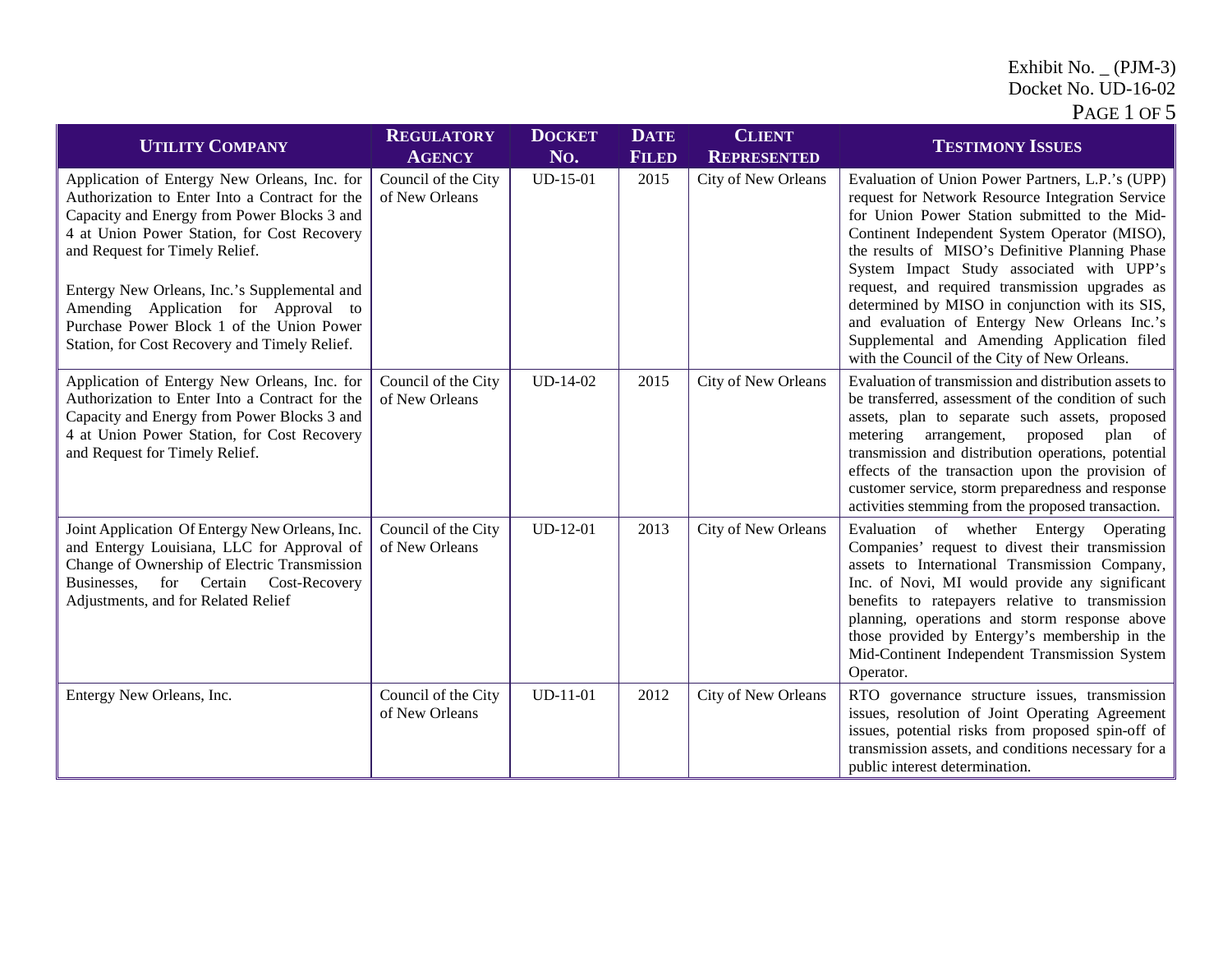Exhibit No. _ (PJM-3)
Docket No. UD-16-02

| Utility Company | Regulatory Agency | Docket No. | Date Filed | Client Represented | Testimony Issues |
|---|---|---|---|---|---|
| Application of Entergy New Orleans, Inc. for Authorization to Enter Into a Contract for the Capacity and Energy from Power Blocks 3 and 4 at Union Power Station, for Cost Recovery and Request for Timely Relief.<br><br>Entergy New Orleans, Inc.'s Supplemental and Amending Application for Approval to Purchase Power Block 1 of the Union Power Station, for Cost Recovery and Timely Relief. | Council of the City of New Orleans | UD-15-01 | 2015 | City of New Orleans | Evaluation of Union Power Partners, L.P.'s (UPP) request for Network Resource Integration Service for Union Power Station submitted to the Mid-Continent Independent System Operator (MISO), the results of MISO's Definitive Planning Phase System Impact Study associated with UPP's request, and required transmission upgrades as determined by MISO in conjunction with its SIS, and evaluation of Entergy New Orleans Inc.'s Supplemental and Amending Application filed with the Council of the City of New Orleans. |
| Application of Entergy New Orleans, Inc. for Authorization to Enter Into a Contract for the Capacity and Energy from Power Blocks 3 and 4 at Union Power Station, for Cost Recovery and Request for Timely Relief. | Council of the City of New Orleans | UD-14-02 | 2015 | City of New Orleans | Evaluation of transmission and distribution assets to be transferred, assessment of the condition of such assets, plan to separate such assets, proposed metering arrangement, proposed plan of transmission and distribution operations, potential effects of the transaction upon the provision of customer service, storm preparedness and response activities stemming from the proposed transaction. |
| Joint Application Of Entergy New Orleans, Inc. and Entergy Louisiana, LLC for Approval of Change of Ownership of Electric Transmission Businesses, for Certain Cost-Recovery Adjustments, and for Related Relief | Council of the City of New Orleans | UD-12-01 | 2013 | City of New Orleans | Evaluation of whether Entergy Operating Companies' request to divest their transmission assets to International Transmission Company, Inc. of Novi, MI would provide any significant benefits to ratepayers relative to transmission planning, operations and storm response above those provided by Entergy's membership in the Mid-Continent Independent Transmission System Operator. |
| Entergy New Orleans, Inc. | Council of the City of New Orleans | UD-11-01 | 2012 | City of New Orleans | RTO governance structure issues, transmission issues, resolution of Joint Operating Agreement issues, potential risks from proposed spin-off of transmission assets, and conditions necessary for a public interest determination. |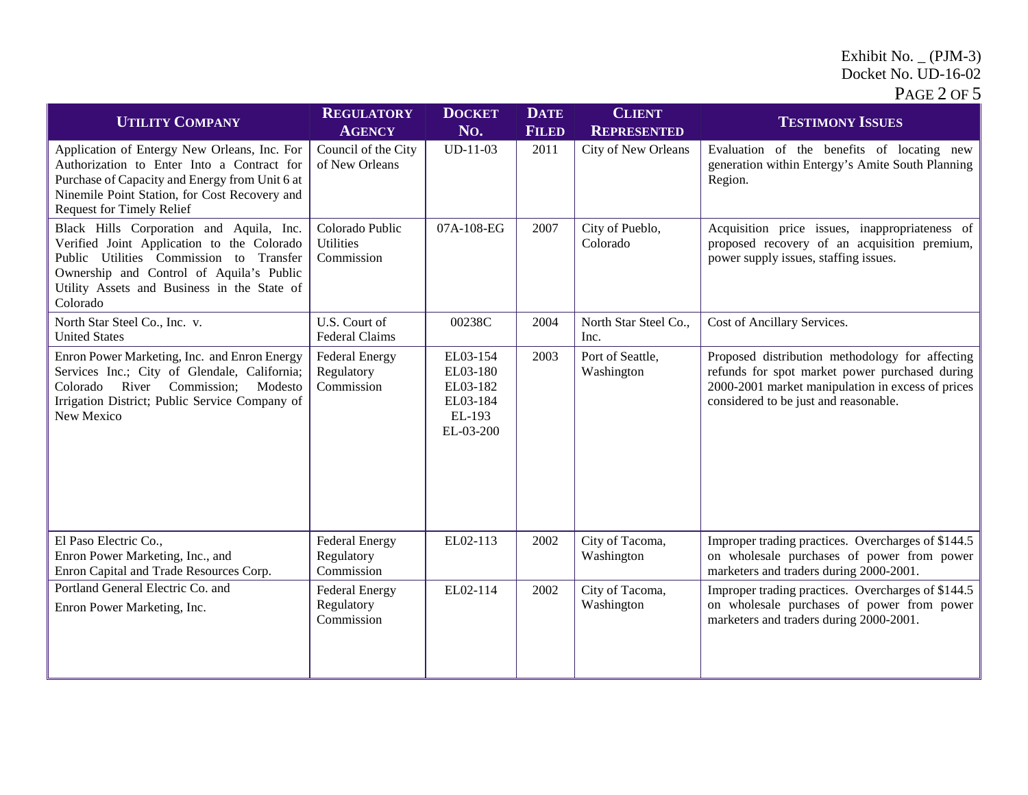Exhibit No. _ (PJM-3)
Docket No. UD-16-02

| UTILITY COMPANY | REGULATORY AGENCY | DOCKET NO. | DATE FILED | CLIENT REPRESENTED | TESTIMONY ISSUES |
|---|---|---|---|---|---|
| Application of Entergy New Orleans, Inc. For Authorization to Enter Into a Contract for Purchase of Capacity and Energy from Unit 6 at Ninemile Point Station, for Cost Recovery and Request for Timely Relief | Council of the City of New Orleans | UD-11-03 | 2011 | City of New Orleans | Evaluation of the benefits of locating new generation within Entergy's Amite South Planning Region. |
| Black Hills Corporation and Aquila, Inc. Verified Joint Application to the Colorado Public Utilities Commission to Transfer Ownership and Control of Aquila's Public Utility Assets and Business in the State of Colorado | Colorado Public Utilities Commission | 07A-108-EG | 2007 | City of Pueblo, Colorado | Acquisition price issues, inappropriateness of proposed recovery of an acquisition premium, power supply issues, staffing issues. |
| North Star Steel Co., Inc. v. United States | U.S. Court of Federal Claims | 00238C | 2004 | North Star Steel Co., Inc. | Cost of Ancillary Services. |
| Enron Power Marketing, Inc. and Enron Energy Services Inc.; City of Glendale, California; Colorado River Commission; Modesto Irrigation District; Public Service Company of New Mexico | Federal Energy Regulatory Commission | EL03-154<br>EL03-180<br>EL03-182<br>EL03-184<br>EL-193<br>EL-03-200 | 2003 | Port of Seattle, Washington | Proposed distribution methodology for affecting refunds for spot market power purchased during 2000-2001 market manipulation in excess of prices considered to be just and reasonable. |
| El Paso Electric Co.,<br>Enron Power Marketing, Inc., and<br>Enron Capital and Trade Resources Corp. | Federal Energy Regulatory Commission | EL02-113 | 2002 | City of Tacoma, Washington | Improper trading practices. Overcharges of $144.5 on wholesale purchases of power from power marketers and traders during 2000-2001. |
| Portland General Electric Co. and<br>Enron Power Marketing, Inc. | Federal Energy Regulatory Commission | EL02-114 | 2002 | City of Tacoma, Washington | Improper trading practices. Overcharges of $144.5 on wholesale purchases of power from power marketers and traders during 2000-2001. |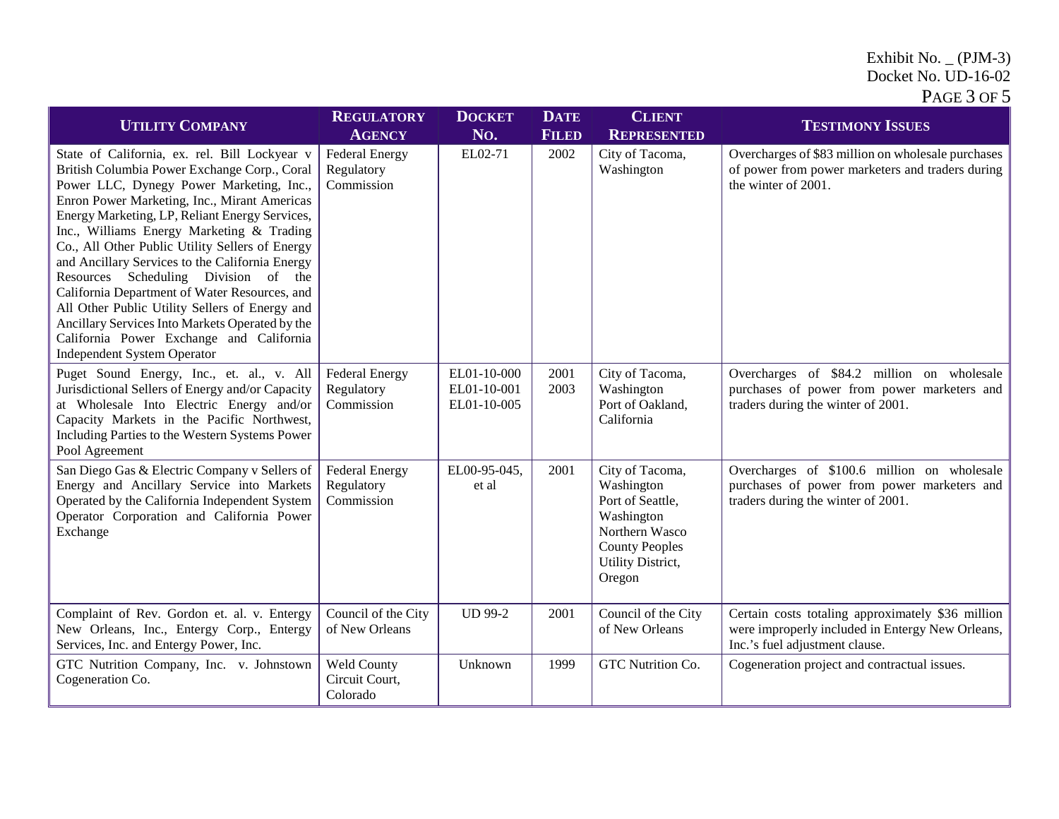Exhibit No. _ (PJM-3)
Docket No. UD-16-02

| Utility Company | Regulatory Agency | Docket No. | Date Filed | Client Represented | Testimony Issues |
|---|---|---|---|---|---|
| State of California, ex. rel. Bill Lockyear v British Columbia Power Exchange Corp., Coral Power LLC, Dynegy Power Marketing, Inc., Enron Power Marketing, Inc., Mirant Americas Energy Marketing, LP, Reliant Energy Services, Inc., Williams Energy Marketing & Trading Co., All Other Public Utility Sellers of Energy and Ancillary Services to the California Energy Resources Scheduling Division of the California Department of Water Resources, and All Other Public Utility Sellers of Energy and Ancillary Services Into Markets Operated by the California Power Exchange and California Independent System Operator | Federal Energy Regulatory Commission | EL02-71 | 2002 | City of Tacoma, Washington | Overcharges of $83 million on wholesale purchases of power from power marketers and traders during the winter of 2001. |
| Puget Sound Energy, Inc., et. al., v. All Jurisdictional Sellers of Energy and/or Capacity at Wholesale Into Electric Energy and/or Capacity Markets in the Pacific Northwest, Including Parties to the Western Systems Power Pool Agreement | Federal Energy Regulatory Commission | EL01-10-000<br>EL01-10-001<br>EL01-10-005 | 2001<br>2003 | City of Tacoma, Washington<br>Port of Oakland, California | Overcharges of $84.2 million on wholesale purchases of power from power marketers and traders during the winter of 2001. |
| San Diego Gas & Electric Company v Sellers of Energy and Ancillary Service into Markets Operated by the California Independent System Operator Corporation and California Power Exchange | Federal Energy Regulatory Commission | EL00-95-045, et al | 2001 | City of Tacoma, Washington<br>Port of Seattle, Washington<br>Northern Wasco County Peoples Utility District, Oregon | Overcharges of $100.6 million on wholesale purchases of power from power marketers and traders during the winter of 2001. |
| Complaint of Rev. Gordon et. al. v. Entergy New Orleans, Inc., Entergy Corp., Entergy Services, Inc. and Entergy Power, Inc. | Council of the City of New Orleans | UD 99-2 | 2001 | Council of the City of New Orleans | Certain costs totaling approximately $36 million were improperly included in Entergy New Orleans, Inc.'s fuel adjustment clause. |
| GTC Nutrition Company, Inc. v. Johnstown Cogeneration Co. | Weld County Circuit Court, Colorado | Unknown | 1999 | GTC Nutrition Co. | Cogeneration project and contractual issues. |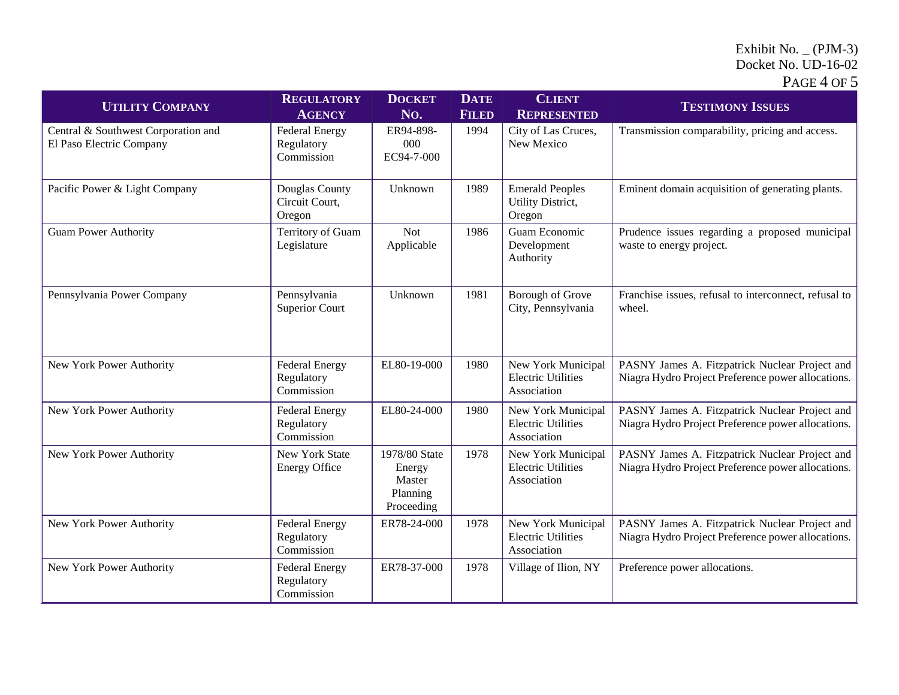Exhibit No. _ (PJM-3)
Docket No. UD-16-02

| Utility Company | Regulatory Agency | Docket No. | Date Filed | Client Represented | Testimony Issues |
|---|---|---|---|---|---|
| Central & Southwest Corporation and El Paso Electric Company | Federal Energy Regulatory Commission | ER94-898-000 EC94-7-000 | 1994 | City of Las Cruces, New Mexico | Transmission comparability, pricing and access. |
| Pacific Power & Light Company | Douglas County Circuit Court, Oregon | Unknown | 1989 | Emerald Peoples Utility District, Oregon | Eminent domain acquisition of generating plants. |
| Guam Power Authority | Territory of Guam Legislature | Not Applicable | 1986 | Guam Economic Development Authority | Prudence issues regarding a proposed municipal waste to energy project. |
| Pennsylvania Power Company | Pennsylvania Superior Court | Unknown | 1981 | Borough of Grove City, Pennsylvania | Franchise issues, refusal to interconnect, refusal to wheel. |
| New York Power Authority | Federal Energy Regulatory Commission | EL80-19-000 | 1980 | New York Municipal Electric Utilities Association | PASNY James A. Fitzpatrick Nuclear Project and Niagra Hydro Project Preference power allocations. |
| New York Power Authority | Federal Energy Regulatory Commission | EL80-24-000 | 1980 | New York Municipal Electric Utilities Association | PASNY James A. Fitzpatrick Nuclear Project and Niagra Hydro Project Preference power allocations. |
| New York Power Authority | New York State Energy Office | 1978/80 State Energy Master Planning Proceeding | 1978 | New York Municipal Electric Utilities Association | PASNY James A. Fitzpatrick Nuclear Project and Niagra Hydro Project Preference power allocations. |
| New York Power Authority | Federal Energy Regulatory Commission | ER78-24-000 | 1978 | New York Municipal Electric Utilities Association | PASNY James A. Fitzpatrick Nuclear Project and Niagra Hydro Project Preference power allocations. |
| New York Power Authority | Federal Energy Regulatory Commission | ER78-37-000 | 1978 | Village of Ilion, NY | Preference power allocations. |